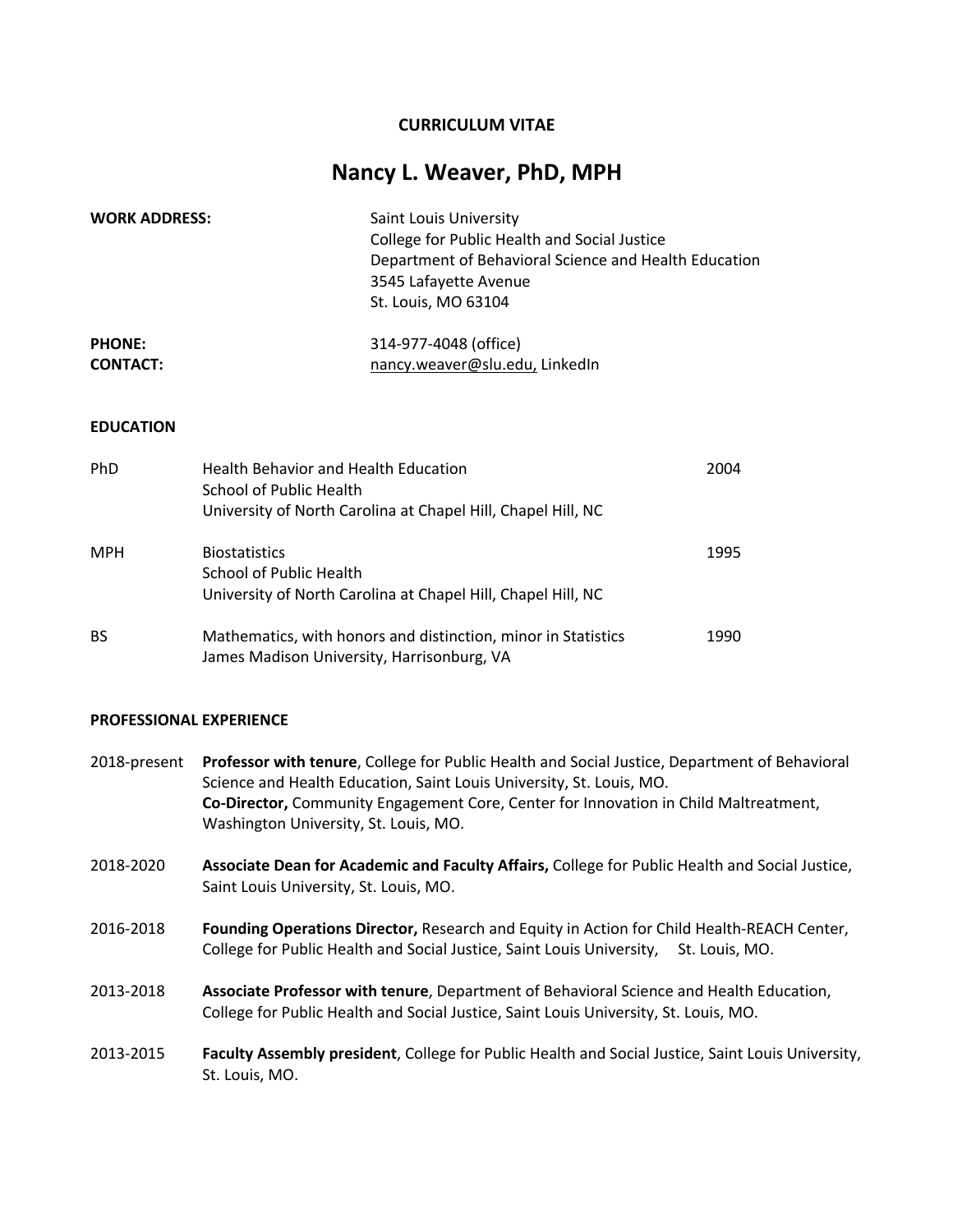**CURRICULUM VITAE**

# Nancy L. Weaver, PhD, MPH

**WORK ADDRESS:**
Saint Louis University
College for Public Health and Social Justice
Department of Behavioral Science and Health Education
3545 Lafayette Avenue
St. Louis, MO 63104

**PHONE:** 314-977-4048 (office)
**CONTACT:** nancy.weaver@slu.edu, LinkedIn

## EDUCATION

| | | |
|---|---|---|
| PhD | Health Behavior and Health Education<br>School of Public Health<br>University of North Carolina at Chapel Hill, Chapel Hill, NC | 2004 |
| MPH | Biostatistics<br>School of Public Health<br>University of North Carolina at Chapel Hill, Chapel Hill, NC | 1995 |
| BS | Mathematics, with honors and distinction, minor in Statistics<br>James Madison University, Harrisonburg, VA | 1990 |

## PROFESSIONAL EXPERIENCE

2018-present **Professor with tenure**, College for Public Health and Social Justice, Department of Behavioral Science and Health Education, Saint Louis University, St. Louis, MO.
**Co-Director,** Community Engagement Core, Center for Innovation in Child Maltreatment, Washington University, St. Louis, MO.

2018-2020 **Associate Dean for Academic and Faculty Affairs,** College for Public Health and Social Justice, Saint Louis University, St. Louis, MO.

2016-2018 **Founding Operations Director,** Research and Equity in Action for Child Health-REACH Center, College for Public Health and Social Justice, Saint Louis University, St. Louis, MO.

2013-2018 **Associate Professor with tenure**, Department of Behavioral Science and Health Education, College for Public Health and Social Justice, Saint Louis University, St. Louis, MO.

2013-2015 **Faculty Assembly president**, College for Public Health and Social Justice, Saint Louis University, St. Louis, MO.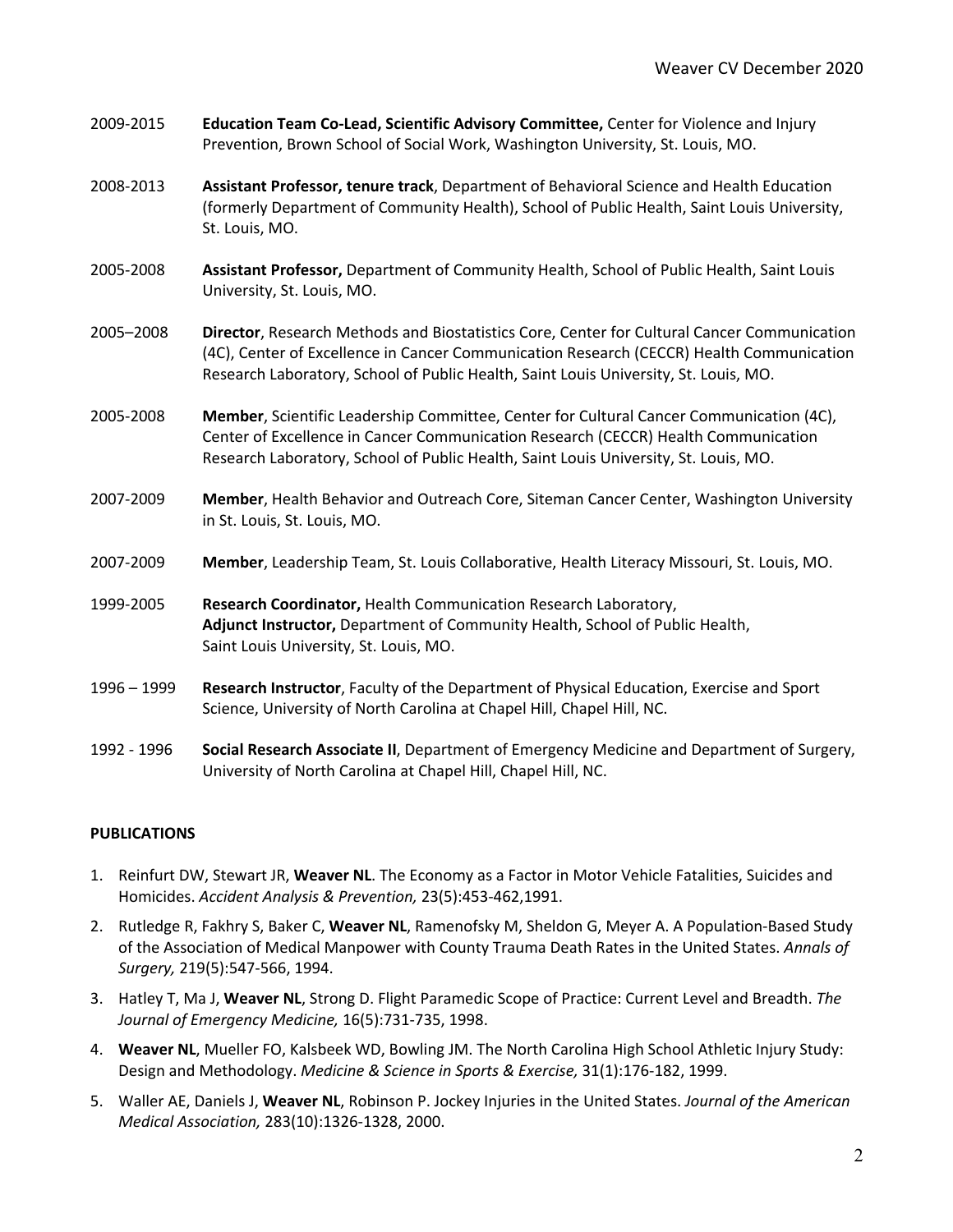2009-2015 **Education Team Co-Lead, Scientific Advisory Committee,** Center for Violence and Injury Prevention, Brown School of Social Work, Washington University, St. Louis, MO.

2008-2013 **Assistant Professor, tenure track**, Department of Behavioral Science and Health Education (formerly Department of Community Health), School of Public Health, Saint Louis University, St. Louis, MO.

2005-2008 **Assistant Professor,** Department of Community Health, School of Public Health, Saint Louis University, St. Louis, MO.

2005–2008 **Director**, Research Methods and Biostatistics Core, Center for Cultural Cancer Communication (4C), Center of Excellence in Cancer Communication Research (CECCR) Health Communication Research Laboratory, School of Public Health, Saint Louis University, St. Louis, MO.

2005-2008 **Member**, Scientific Leadership Committee, Center for Cultural Cancer Communication (4C), Center of Excellence in Cancer Communication Research (CECCR) Health Communication Research Laboratory, School of Public Health, Saint Louis University, St. Louis, MO.

2007-2009 **Member**, Health Behavior and Outreach Core, Siteman Cancer Center, Washington University in St. Louis, St. Louis, MO.

2007-2009 **Member**, Leadership Team, St. Louis Collaborative, Health Literacy Missouri, St. Louis, MO.

1999-2005 **Research Coordinator,** Health Communication Research Laboratory,
**Adjunct Instructor,** Department of Community Health, School of Public Health,
Saint Louis University, St. Louis, MO.

1996 – 1999 **Research Instructor**, Faculty of the Department of Physical Education, Exercise and Sport Science, University of North Carolina at Chapel Hill, Chapel Hill, NC.

1992 - 1996 **Social Research Associate II**, Department of Emergency Medicine and Department of Surgery, University of North Carolina at Chapel Hill, Chapel Hill, NC.

## PUBLICATIONS

1. Reinfurt DW, Stewart JR, **Weaver NL**. The Economy as a Factor in Motor Vehicle Fatalities, Suicides and Homicides. *Accident Analysis & Prevention,* 23(5):453-462,1991.
2. Rutledge R, Fakhry S, Baker C, **Weaver NL**, Ramenofsky M, Sheldon G, Meyer A. A Population-Based Study of the Association of Medical Manpower with County Trauma Death Rates in the United States. *Annals of Surgery,* 219(5):547-566, 1994.
3. Hatley T, Ma J, **Weaver NL**, Strong D. Flight Paramedic Scope of Practice: Current Level and Breadth. *The Journal of Emergency Medicine,* 16(5):731-735, 1998.
4. **Weaver NL**, Mueller FO, Kalsbeek WD, Bowling JM. The North Carolina High School Athletic Injury Study: Design and Methodology. *Medicine & Science in Sports & Exercise,* 31(1):176-182, 1999.
5. Waller AE, Daniels J, **Weaver NL**, Robinson P. Jockey Injuries in the United States. *Journal of the American Medical Association,* 283(10):1326-1328, 2000.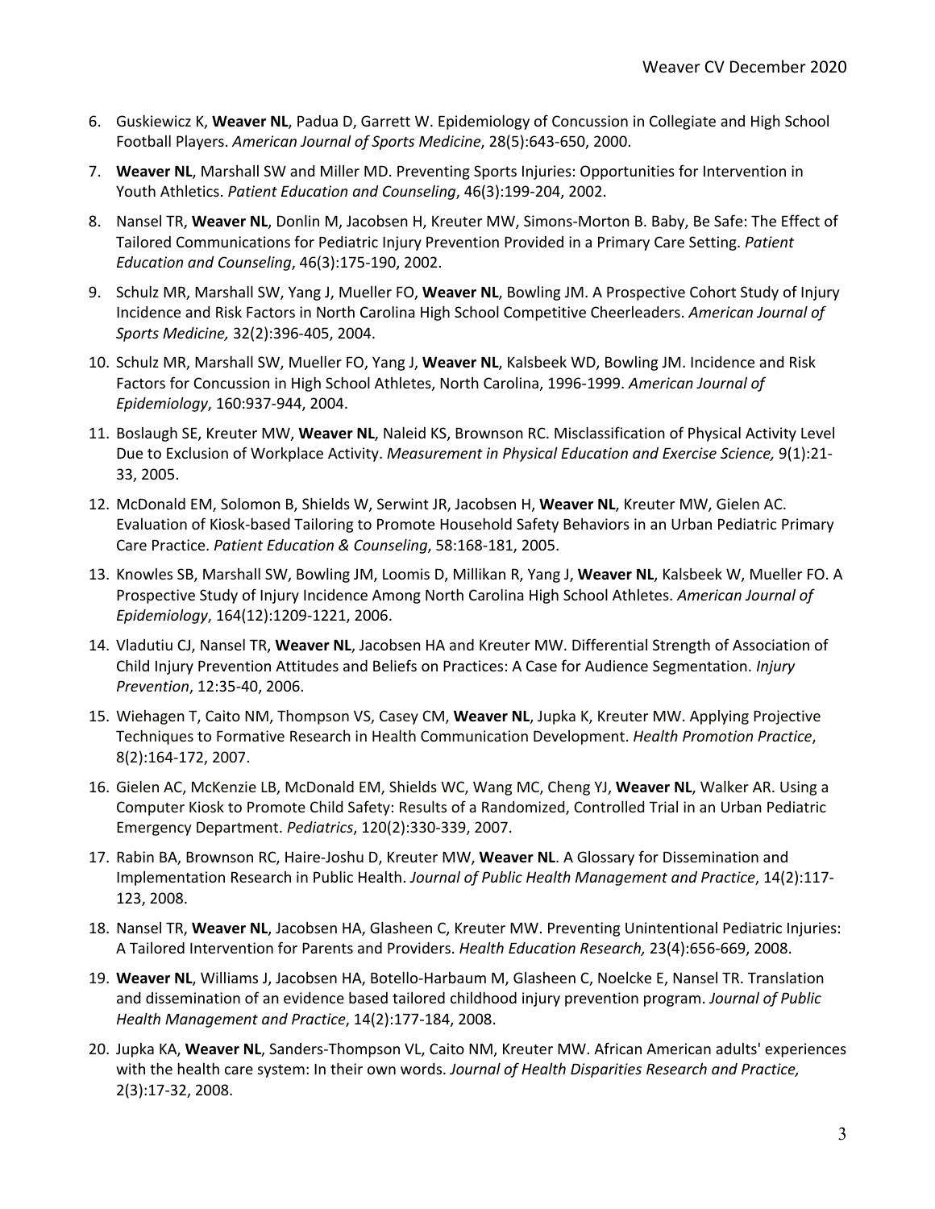6. Guskiewicz K, **Weaver NL**, Padua D, Garrett W. Epidemiology of Concussion in Collegiate and High School Football Players. *American Journal of Sports Medicine*, 28(5):643-650, 2000.
7. **Weaver NL**, Marshall SW and Miller MD. Preventing Sports Injuries: Opportunities for Intervention in Youth Athletics. *Patient Education and Counseling*, 46(3):199-204, 2002.
8. Nansel TR, **Weaver NL**, Donlin M, Jacobsen H, Kreuter MW, Simons-Morton B. Baby, Be Safe: The Effect of Tailored Communications for Pediatric Injury Prevention Provided in a Primary Care Setting. *Patient Education and Counseling*, 46(3):175-190, 2002.
9. Schulz MR, Marshall SW, Yang J, Mueller FO, **Weaver NL**, Bowling JM. A Prospective Cohort Study of Injury Incidence and Risk Factors in North Carolina High School Competitive Cheerleaders. *American Journal of Sports Medicine,* 32(2):396-405, 2004.
10. Schulz MR, Marshall SW, Mueller FO, Yang J, **Weaver NL**, Kalsbeek WD, Bowling JM. Incidence and Risk Factors for Concussion in High School Athletes, North Carolina, 1996-1999. *American Journal of Epidemiology*, 160:937-944, 2004.
11. Boslaugh SE, Kreuter MW, **Weaver NL**, Naleid KS, Brownson RC. Misclassification of Physical Activity Level Due to Exclusion of Workplace Activity. *Measurement in Physical Education and Exercise Science,* 9(1):21-33, 2005.
12. McDonald EM, Solomon B, Shields W, Serwint JR, Jacobsen H, **Weaver NL**, Kreuter MW, Gielen AC. Evaluation of Kiosk-based Tailoring to Promote Household Safety Behaviors in an Urban Pediatric Primary Care Practice. *Patient Education & Counseling*, 58:168-181, 2005.
13. Knowles SB, Marshall SW, Bowling JM, Loomis D, Millikan R, Yang J, **Weaver NL**, Kalsbeek W, Mueller FO. A Prospective Study of Injury Incidence Among North Carolina High School Athletes. *American Journal of Epidemiology*, 164(12):1209-1221, 2006.
14. Vladutiu CJ, Nansel TR, **Weaver NL**, Jacobsen HA and Kreuter MW. Differential Strength of Association of Child Injury Prevention Attitudes and Beliefs on Practices: A Case for Audience Segmentation. *Injury Prevention*, 12:35-40, 2006.
15. Wiehagen T, Caito NM, Thompson VS, Casey CM, **Weaver NL**, Jupka K, Kreuter MW. Applying Projective Techniques to Formative Research in Health Communication Development. *Health Promotion Practice*, 8(2):164-172, 2007.
16. Gielen AC, McKenzie LB, McDonald EM, Shields WC, Wang MC, Cheng YJ, **Weaver NL**, Walker AR. Using a Computer Kiosk to Promote Child Safety: Results of a Randomized, Controlled Trial in an Urban Pediatric Emergency Department. *Pediatrics*, 120(2):330-339, 2007.
17. Rabin BA, Brownson RC, Haire-Joshu D, Kreuter MW, **Weaver NL**. A Glossary for Dissemination and Implementation Research in Public Health. *Journal of Public Health Management and Practice*, 14(2):117-123, 2008.
18. Nansel TR, **Weaver NL**, Jacobsen HA, Glasheen C, Kreuter MW. Preventing Unintentional Pediatric Injuries: A Tailored Intervention for Parents and Providers. *Health Education Research,* 23(4):656-669, 2008.
19. **Weaver NL**, Williams J, Jacobsen HA, Botello-Harbaum M, Glasheen C, Noelcke E, Nansel TR. Translation and dissemination of an evidence based tailored childhood injury prevention program. *Journal of Public Health Management and Practice*, 14(2):177-184, 2008.
20. Jupka KA, **Weaver NL**, Sanders-Thompson VL, Caito NM, Kreuter MW. African American adults' experiences with the health care system: In their own words. *Journal of Health Disparities Research and Practice,* 2(3):17-32, 2008.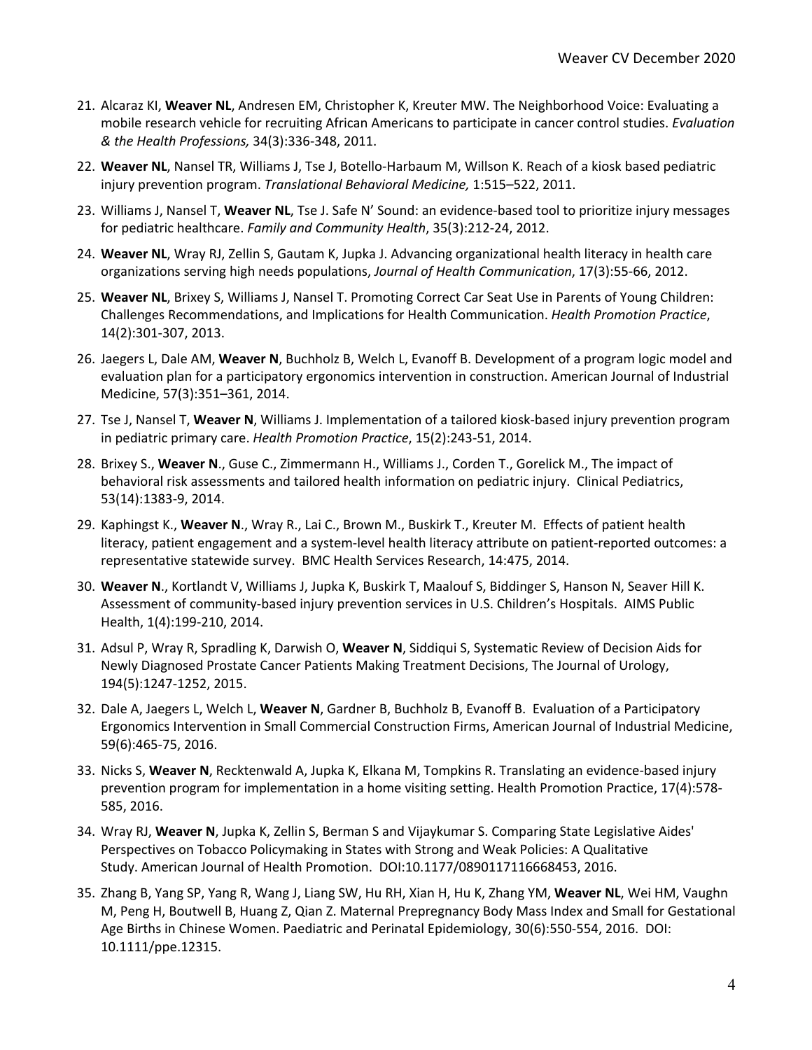21. Alcaraz KI, **Weaver NL**, Andresen EM, Christopher K, Kreuter MW. The Neighborhood Voice: Evaluating a mobile research vehicle for recruiting African Americans to participate in cancer control studies. *Evaluation & the Health Professions,* 34(3):336-348, 2011.

22. **Weaver NL**, Nansel TR, Williams J, Tse J, Botello-Harbaum M, Willson K. Reach of a kiosk based pediatric injury prevention program. *Translational Behavioral Medicine,* 1:515–522, 2011.

23. Williams J, Nansel T, **Weaver NL**, Tse J. Safe N' Sound: an evidence-based tool to prioritize injury messages for pediatric healthcare. *Family and Community Health*, 35(3):212-24, 2012.

24. **Weaver NL**, Wray RJ, Zellin S, Gautam K, Jupka J. Advancing organizational health literacy in health care organizations serving high needs populations, *Journal of Health Communication*, 17(3):55-66, 2012.

25. **Weaver NL**, Brixey S, Williams J, Nansel T. Promoting Correct Car Seat Use in Parents of Young Children: Challenges Recommendations, and Implications for Health Communication. *Health Promotion Practice*, 14(2):301-307, 2013.

26. Jaegers L, Dale AM, **Weaver N**, Buchholz B, Welch L, Evanoff B. Development of a program logic model and evaluation plan for a participatory ergonomics intervention in construction. American Journal of Industrial Medicine, 57(3):351–361, 2014.

27. Tse J, Nansel T, **Weaver N**, Williams J. Implementation of a tailored kiosk-based injury prevention program in pediatric primary care. *Health Promotion Practice*, 15(2):243-51, 2014.

28. Brixey S., **Weaver N**., Guse C., Zimmermann H., Williams J., Corden T., Gorelick M., The impact of behavioral risk assessments and tailored health information on pediatric injury. Clinical Pediatrics, 53(14):1383-9, 2014.

29. Kaphingst K., **Weaver N**., Wray R., Lai C., Brown M., Buskirk T., Kreuter M. Effects of patient health literacy, patient engagement and a system-level health literacy attribute on patient-reported outcomes: a representative statewide survey. BMC Health Services Research, 14:475, 2014.

30. **Weaver N**., Kortlandt V, Williams J, Jupka K, Buskirk T, Maalouf S, Biddinger S, Hanson N, Seaver Hill K. Assessment of community-based injury prevention services in U.S. Children's Hospitals. AIMS Public Health, 1(4):199-210, 2014.

31. Adsul P, Wray R, Spradling K, Darwish O, **Weaver N**, Siddiqui S, Systematic Review of Decision Aids for Newly Diagnosed Prostate Cancer Patients Making Treatment Decisions, The Journal of Urology, 194(5):1247-1252, 2015.

32. Dale A, Jaegers L, Welch L, **Weaver N**, Gardner B, Buchholz B, Evanoff B. Evaluation of a Participatory Ergonomics Intervention in Small Commercial Construction Firms, American Journal of Industrial Medicine, 59(6):465-75, 2016.

33. Nicks S, **Weaver N**, Recktenwald A, Jupka K, Elkana M, Tompkins R. Translating an evidence-based injury prevention program for implementation in a home visiting setting. Health Promotion Practice, 17(4):578-585, 2016.

34. Wray RJ, **Weaver N**, Jupka K, Zellin S, Berman S and Vijaykumar S. Comparing State Legislative Aides' Perspectives on Tobacco Policymaking in States with Strong and Weak Policies: A Qualitative Study. American Journal of Health Promotion. DOI:10.1177/0890117116668453, 2016.

35. Zhang B, Yang SP, Yang R, Wang J, Liang SW, Hu RH, Xian H, Hu K, Zhang YM, **Weaver NL**, Wei HM, Vaughn M, Peng H, Boutwell B, Huang Z, Qian Z. Maternal Prepregnancy Body Mass Index and Small for Gestational Age Births in Chinese Women. Paediatric and Perinatal Epidemiology, 30(6):550-554, 2016. DOI: 10.1111/ppe.12315.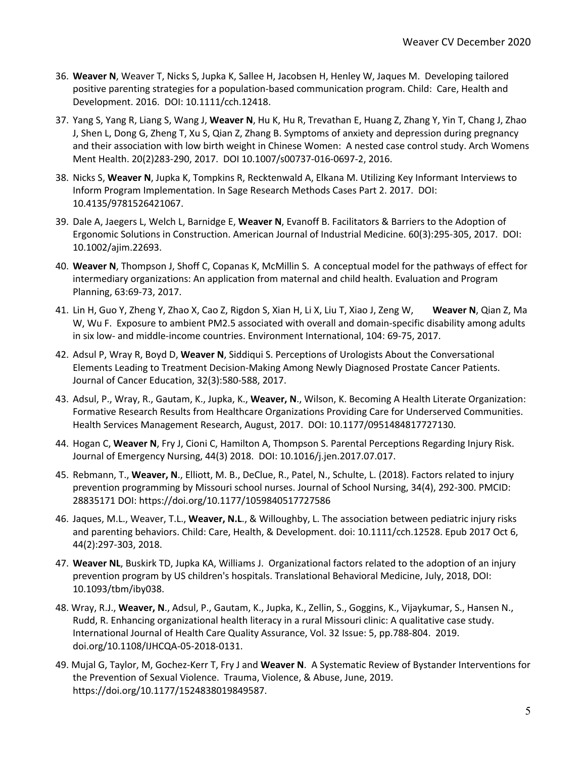36. **Weaver N**, Weaver T, Nicks S, Jupka K, Sallee H, Jacobsen H, Henley W, Jaques M. Developing tailored positive parenting strategies for a population-based communication program. Child: Care, Health and Development. 2016. DOI: 10.1111/cch.12418.

37. Yang S, Yang R, Liang S, Wang J, **Weaver N**, Hu K, Hu R, Trevathan E, Huang Z, Zhang Y, Yin T, Chang J, Zhao J, Shen L, Dong G, Zheng T, Xu S, Qian Z, Zhang B. Symptoms of anxiety and depression during pregnancy and their association with low birth weight in Chinese Women: A nested case control study. Arch Womens Ment Health. 20(2)283-290, 2017. DOI 10.1007/s00737-016-0697-2, 2016.

38. Nicks S, **Weaver N**, Jupka K, Tompkins R, Recktenwald A, Elkana M. Utilizing Key Informant Interviews to Inform Program Implementation. In Sage Research Methods Cases Part 2. 2017. DOI: 10.4135/9781526421067.

39. Dale A, Jaegers L, Welch L, Barnidge E, **Weaver N**, Evanoff B. Facilitators & Barriers to the Adoption of Ergonomic Solutions in Construction. American Journal of Industrial Medicine. 60(3):295-305, 2017. DOI: 10.1002/ajim.22693.

40. **Weaver N**, Thompson J, Shoff C, Copanas K, McMillin S. A conceptual model for the pathways of effect for intermediary organizations: An application from maternal and child health. Evaluation and Program Planning, 63:69-73, 2017.

41. Lin H, Guo Y, Zheng Y, Zhao X, Cao Z, Rigdon S, Xian H, Li X, Liu T, Xiao J, Zeng W, **Weaver N**, Qian Z, Ma W, Wu F. Exposure to ambient PM2.5 associated with overall and domain-specific disability among adults in six low- and middle-income countries. Environment International, 104: 69-75, 2017.

42. Adsul P, Wray R, Boyd D, **Weaver N**, Siddiqui S. Perceptions of Urologists About the Conversational Elements Leading to Treatment Decision-Making Among Newly Diagnosed Prostate Cancer Patients. Journal of Cancer Education, 32(3):580-588, 2017.

43. Adsul, P., Wray, R., Gautam, K., Jupka, K., **Weaver, N**., Wilson, K. Becoming A Health Literate Organization: Formative Research Results from Healthcare Organizations Providing Care for Underserved Communities. Health Services Management Research, August, 2017. DOI: 10.1177/0951484817727130.

44. Hogan C, **Weaver N**, Fry J, Cioni C, Hamilton A, Thompson S. Parental Perceptions Regarding Injury Risk. Journal of Emergency Nursing, 44(3) 2018. DOI: 10.1016/j.jen.2017.07.017.

45. Rebmann, T., **Weaver, N**., Elliott, M. B., DeClue, R., Patel, N., Schulte, L. (2018). Factors related to injury prevention programming by Missouri school nurses. Journal of School Nursing, 34(4), 292-300. PMCID: 28835171 DOI: https://doi.org/10.1177/1059840517727586

46. Jaques, M.L., Weaver, T.L., **Weaver, N.L**., & Willoughby, L. The association between pediatric injury risks and parenting behaviors. Child: Care, Health, & Development. doi: 10.1111/cch.12528. Epub 2017 Oct 6, 44(2):297-303, 2018.

47. **Weaver NL**, Buskirk TD, Jupka KA, Williams J. Organizational factors related to the adoption of an injury prevention program by US children's hospitals. Translational Behavioral Medicine, July, 2018, DOI: 10.1093/tbm/iby038.

48. Wray, R.J., **Weaver, N**., Adsul, P., Gautam, K., Jupka, K., Zellin, S., Goggins, K., Vijaykumar, S., Hansen N., Rudd, R. Enhancing organizational health literacy in a rural Missouri clinic: A qualitative case study. International Journal of Health Care Quality Assurance, Vol. 32 Issue: 5, pp.788-804. 2019. doi.org/10.1108/IJHCQA-05-2018-0131.

49. Mujal G, Taylor, M, Gochez-Kerr T, Fry J and **Weaver N**. A Systematic Review of Bystander Interventions for the Prevention of Sexual Violence. Trauma, Violence, & Abuse, June, 2019. https://doi.org/10.1177/1524838019849587.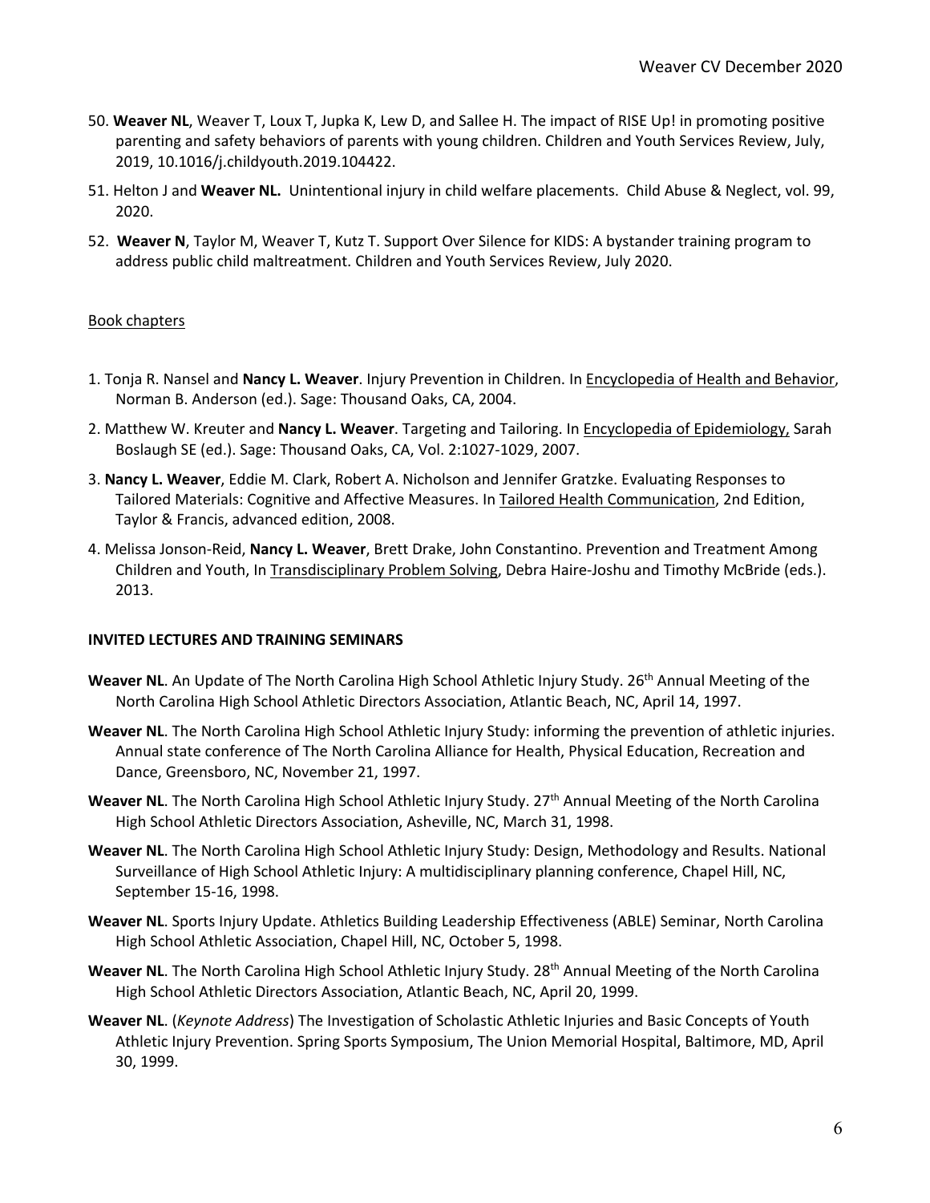50. **Weaver NL**, Weaver T, Loux T, Jupka K, Lew D, and Sallee H. The impact of RISE Up! in promoting positive parenting and safety behaviors of parents with young children. Children and Youth Services Review, July, 2019, 10.1016/j.childyouth.2019.104422.

51. Helton J and **Weaver NL.** Unintentional injury in child welfare placements. Child Abuse & Neglect, vol. 99, 2020.

52. **Weaver N**, Taylor M, Weaver T, Kutz T. Support Over Silence for KIDS: A bystander training program to address public child maltreatment. Children and Youth Services Review, July 2020.

Book chapters

1. Tonja R. Nansel and **Nancy L. Weaver**. Injury Prevention in Children. In Encyclopedia of Health and Behavior, Norman B. Anderson (ed.). Sage: Thousand Oaks, CA, 2004.

2. Matthew W. Kreuter and **Nancy L. Weaver**. Targeting and Tailoring. In Encyclopedia of Epidemiology, Sarah Boslaugh SE (ed.). Sage: Thousand Oaks, CA, Vol. 2:1027-1029, 2007.

3. **Nancy L. Weaver**, Eddie M. Clark, Robert A. Nicholson and Jennifer Gratzke. Evaluating Responses to Tailored Materials: Cognitive and Affective Measures. In Tailored Health Communication, 2nd Edition, Taylor & Francis, advanced edition, 2008.

4. Melissa Jonson-Reid, **Nancy L. Weaver**, Brett Drake, John Constantino. Prevention and Treatment Among Children and Youth, In Transdisciplinary Problem Solving, Debra Haire-Joshu and Timothy McBride (eds.). 2013.

## INVITED LECTURES AND TRAINING SEMINARS

**Weaver NL**. An Update of The North Carolina High School Athletic Injury Study. 26th Annual Meeting of the North Carolina High School Athletic Directors Association, Atlantic Beach, NC, April 14, 1997.

**Weaver NL**. The North Carolina High School Athletic Injury Study: informing the prevention of athletic injuries. Annual state conference of The North Carolina Alliance for Health, Physical Education, Recreation and Dance, Greensboro, NC, November 21, 1997.

**Weaver NL**. The North Carolina High School Athletic Injury Study. 27th Annual Meeting of the North Carolina High School Athletic Directors Association, Asheville, NC, March 31, 1998.

**Weaver NL**. The North Carolina High School Athletic Injury Study: Design, Methodology and Results. National Surveillance of High School Athletic Injury: A multidisciplinary planning conference, Chapel Hill, NC, September 15-16, 1998.

**Weaver NL**. Sports Injury Update. Athletics Building Leadership Effectiveness (ABLE) Seminar, North Carolina High School Athletic Association, Chapel Hill, NC, October 5, 1998.

**Weaver NL**. The North Carolina High School Athletic Injury Study. 28th Annual Meeting of the North Carolina High School Athletic Directors Association, Atlantic Beach, NC, April 20, 1999.

**Weaver NL**. (*Keynote Address*) The Investigation of Scholastic Athletic Injuries and Basic Concepts of Youth Athletic Injury Prevention. Spring Sports Symposium, The Union Memorial Hospital, Baltimore, MD, April 30, 1999.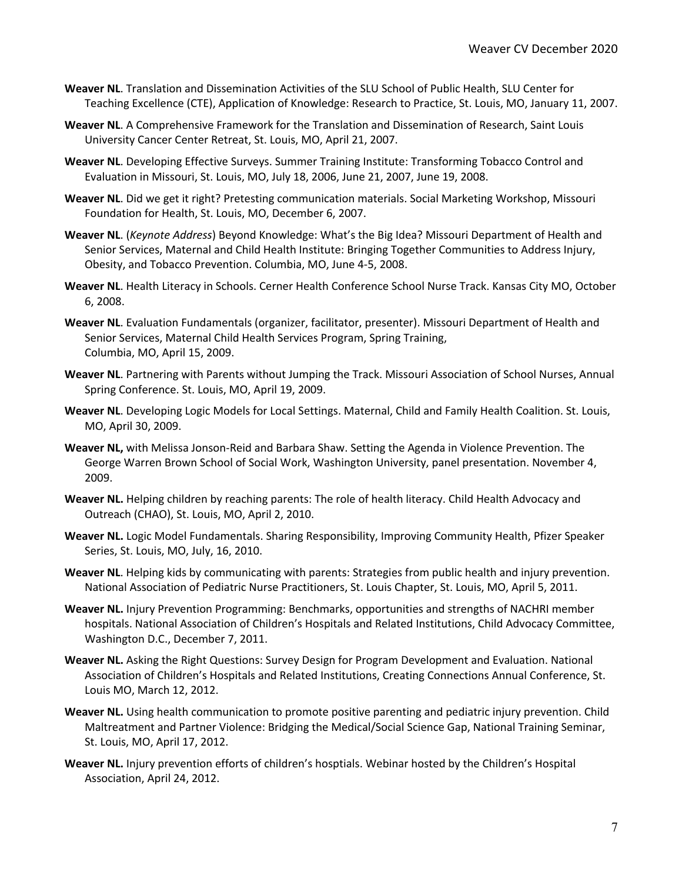**Weaver NL**. Translation and Dissemination Activities of the SLU School of Public Health, SLU Center for Teaching Excellence (CTE), Application of Knowledge: Research to Practice, St. Louis, MO, January 11, 2007.

**Weaver NL**. A Comprehensive Framework for the Translation and Dissemination of Research, Saint Louis University Cancer Center Retreat, St. Louis, MO, April 21, 2007.

**Weaver NL**. Developing Effective Surveys. Summer Training Institute: Transforming Tobacco Control and Evaluation in Missouri, St. Louis, MO, July 18, 2006, June 21, 2007, June 19, 2008.

**Weaver NL**. Did we get it right? Pretesting communication materials. Social Marketing Workshop, Missouri Foundation for Health, St. Louis, MO, December 6, 2007.

**Weaver NL**. (*Keynote Address*) Beyond Knowledge: What's the Big Idea? Missouri Department of Health and Senior Services, Maternal and Child Health Institute: Bringing Together Communities to Address Injury, Obesity, and Tobacco Prevention. Columbia, MO, June 4-5, 2008.

**Weaver NL**. Health Literacy in Schools. Cerner Health Conference School Nurse Track. Kansas City MO, October 6, 2008.

**Weaver NL**. Evaluation Fundamentals (organizer, facilitator, presenter). Missouri Department of Health and Senior Services, Maternal Child Health Services Program, Spring Training, Columbia, MO, April 15, 2009.

**Weaver NL**. Partnering with Parents without Jumping the Track. Missouri Association of School Nurses, Annual Spring Conference. St. Louis, MO, April 19, 2009.

**Weaver NL**. Developing Logic Models for Local Settings. Maternal, Child and Family Health Coalition. St. Louis, MO, April 30, 2009.

**Weaver NL,** with Melissa Jonson-Reid and Barbara Shaw. Setting the Agenda in Violence Prevention. The George Warren Brown School of Social Work, Washington University, panel presentation. November 4, 2009.

**Weaver NL.** Helping children by reaching parents: The role of health literacy. Child Health Advocacy and Outreach (CHAO), St. Louis, MO, April 2, 2010.

**Weaver NL.** Logic Model Fundamentals. Sharing Responsibility, Improving Community Health, Pfizer Speaker Series, St. Louis, MO, July, 16, 2010.

**Weaver NL**. Helping kids by communicating with parents: Strategies from public health and injury prevention. National Association of Pediatric Nurse Practitioners, St. Louis Chapter, St. Louis, MO, April 5, 2011.

**Weaver NL.** Injury Prevention Programming: Benchmarks, opportunities and strengths of NACHRI member hospitals. National Association of Children's Hospitals and Related Institutions, Child Advocacy Committee, Washington D.C., December 7, 2011.

**Weaver NL.** Asking the Right Questions: Survey Design for Program Development and Evaluation. National Association of Children's Hospitals and Related Institutions, Creating Connections Annual Conference, St. Louis MO, March 12, 2012.

**Weaver NL.** Using health communication to promote positive parenting and pediatric injury prevention. Child Maltreatment and Partner Violence: Bridging the Medical/Social Science Gap, National Training Seminar, St. Louis, MO, April 17, 2012.

**Weaver NL.** Injury prevention efforts of children's hosptials. Webinar hosted by the Children's Hospital Association, April 24, 2012.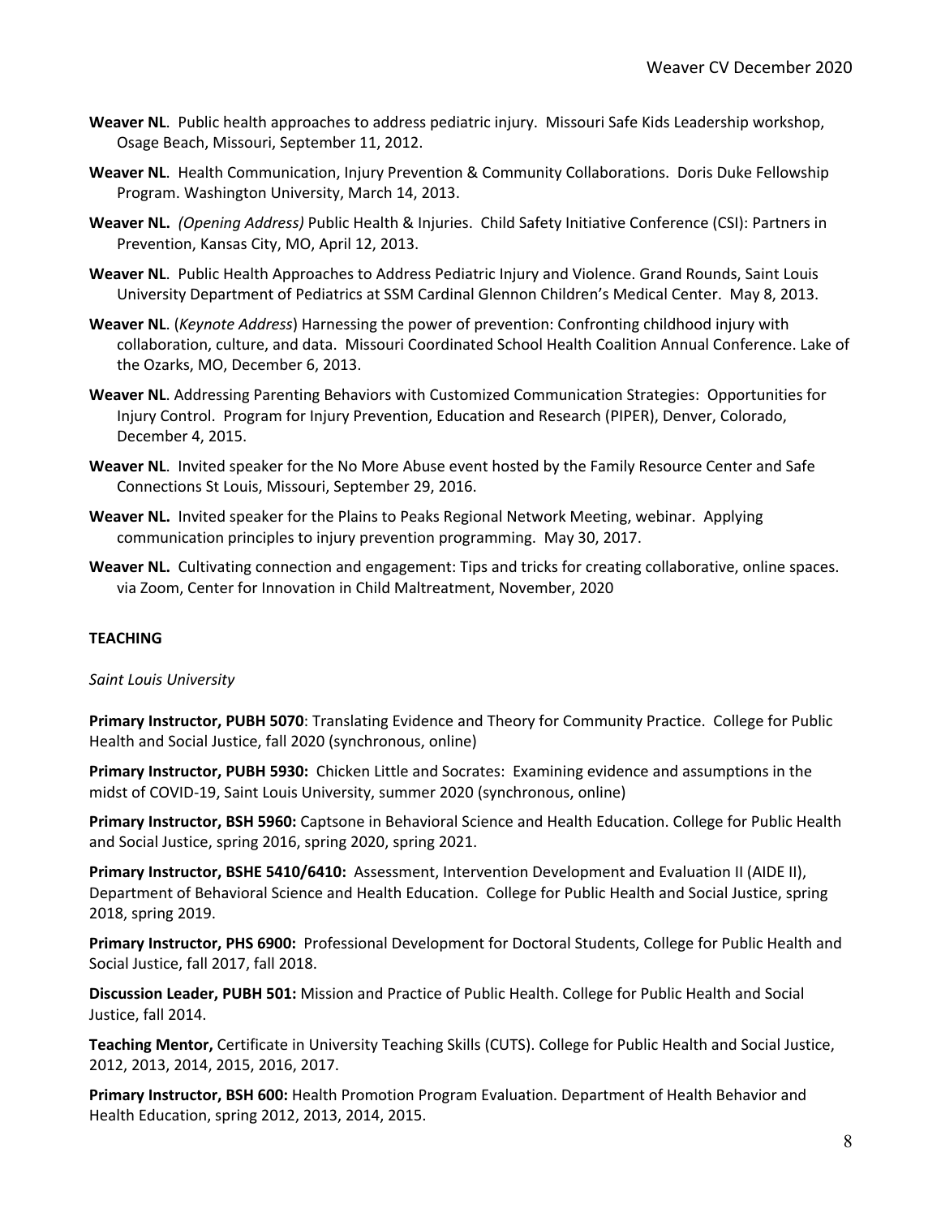**Weaver NL**. Public health approaches to address pediatric injury. Missouri Safe Kids Leadership workshop, Osage Beach, Missouri, September 11, 2012.

**Weaver NL**. Health Communication, Injury Prevention & Community Collaborations. Doris Duke Fellowship Program. Washington University, March 14, 2013.

**Weaver NL.** *(Opening Address)* Public Health & Injuries. Child Safety Initiative Conference (CSI): Partners in Prevention, Kansas City, MO, April 12, 2013.

**Weaver NL**. Public Health Approaches to Address Pediatric Injury and Violence. Grand Rounds, Saint Louis University Department of Pediatrics at SSM Cardinal Glennon Children's Medical Center. May 8, 2013.

**Weaver NL**. (*Keynote Address*) Harnessing the power of prevention: Confronting childhood injury with collaboration, culture, and data. Missouri Coordinated School Health Coalition Annual Conference. Lake of the Ozarks, MO, December 6, 2013.

**Weaver NL**. Addressing Parenting Behaviors with Customized Communication Strategies: Opportunities for Injury Control. Program for Injury Prevention, Education and Research (PIPER), Denver, Colorado, December 4, 2015.

**Weaver NL**. Invited speaker for the No More Abuse event hosted by the Family Resource Center and Safe Connections St Louis, Missouri, September 29, 2016.

**Weaver NL.** Invited speaker for the Plains to Peaks Regional Network Meeting, webinar. Applying communication principles to injury prevention programming. May 30, 2017.

**Weaver NL.** Cultivating connection and engagement: Tips and tricks for creating collaborative, online spaces. via Zoom, Center for Innovation in Child Maltreatment, November, 2020

## TEACHING

*Saint Louis University*

**Primary Instructor, PUBH 5070**: Translating Evidence and Theory for Community Practice. College for Public Health and Social Justice, fall 2020 (synchronous, online)

**Primary Instructor, PUBH 5930:** Chicken Little and Socrates: Examining evidence and assumptions in the midst of COVID-19, Saint Louis University, summer 2020 (synchronous, online)

**Primary Instructor, BSH 5960:** Captsone in Behavioral Science and Health Education. College for Public Health and Social Justice, spring 2016, spring 2020, spring 2021.

**Primary Instructor, BSHE 5410/6410:** Assessment, Intervention Development and Evaluation II (AIDE II), Department of Behavioral Science and Health Education. College for Public Health and Social Justice, spring 2018, spring 2019.

**Primary Instructor, PHS 6900:** Professional Development for Doctoral Students, College for Public Health and Social Justice, fall 2017, fall 2018.

**Discussion Leader, PUBH 501:** Mission and Practice of Public Health. College for Public Health and Social Justice, fall 2014.

**Teaching Mentor,** Certificate in University Teaching Skills (CUTS). College for Public Health and Social Justice, 2012, 2013, 2014, 2015, 2016, 2017.

**Primary Instructor, BSH 600:** Health Promotion Program Evaluation. Department of Health Behavior and Health Education, spring 2012, 2013, 2014, 2015.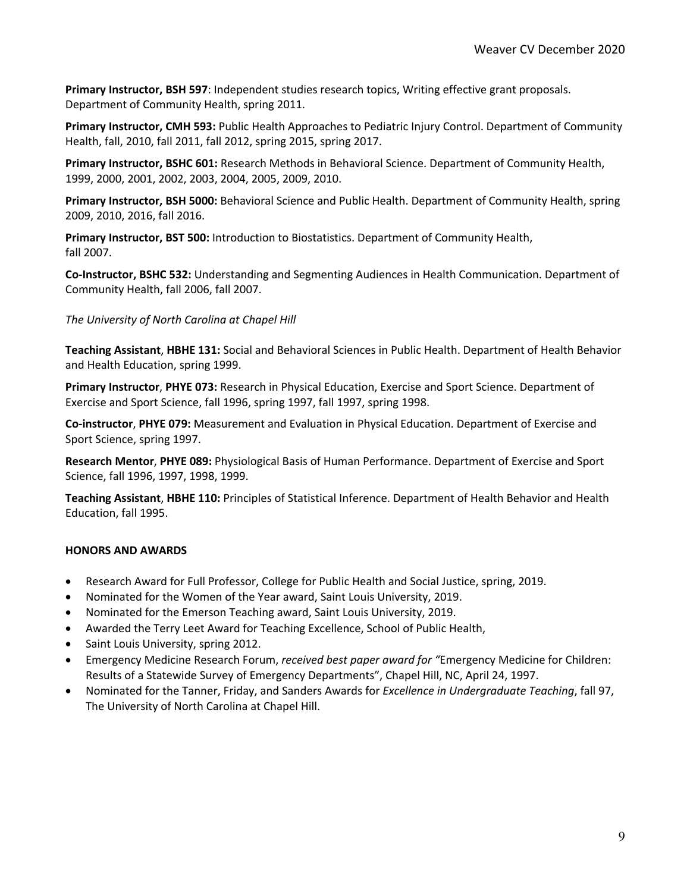**Primary Instructor, BSH 597**: Independent studies research topics, Writing effective grant proposals. Department of Community Health, spring 2011.

**Primary Instructor, CMH 593:** Public Health Approaches to Pediatric Injury Control. Department of Community Health, fall, 2010, fall 2011, fall 2012, spring 2015, spring 2017.

**Primary Instructor, BSHC 601:** Research Methods in Behavioral Science. Department of Community Health, 1999, 2000, 2001, 2002, 2003, 2004, 2005, 2009, 2010.

**Primary Instructor, BSH 5000:** Behavioral Science and Public Health. Department of Community Health, spring 2009, 2010, 2016, fall 2016.

**Primary Instructor, BST 500:** Introduction to Biostatistics. Department of Community Health, fall 2007.

**Co-Instructor, BSHC 532:** Understanding and Segmenting Audiences in Health Communication. Department of Community Health, fall 2006, fall 2007.

*The University of North Carolina at Chapel Hill*

**Teaching Assistant**, **HBHE 131:** Social and Behavioral Sciences in Public Health. Department of Health Behavior and Health Education, spring 1999.

**Primary Instructor**, **PHYE 073:** Research in Physical Education, Exercise and Sport Science. Department of Exercise and Sport Science, fall 1996, spring 1997, fall 1997, spring 1998.

**Co-instructor**, **PHYE 079:** Measurement and Evaluation in Physical Education. Department of Exercise and Sport Science, spring 1997.

**Research Mentor**, **PHYE 089:** Physiological Basis of Human Performance. Department of Exercise and Sport Science, fall 1996, 1997, 1998, 1999.

**Teaching Assistant**, **HBHE 110:** Principles of Statistical Inference. Department of Health Behavior and Health Education, fall 1995.

**HONORS AND AWARDS**

- Research Award for Full Professor, College for Public Health and Social Justice, spring, 2019.
- Nominated for the Women of the Year award, Saint Louis University, 2019.
- Nominated for the Emerson Teaching award, Saint Louis University, 2019.
- Awarded the Terry Leet Award for Teaching Excellence, School of Public Health,
- Saint Louis University, spring 2012.
- Emergency Medicine Research Forum, *received best paper award for "*Emergency Medicine for Children: Results of a Statewide Survey of Emergency Departments", Chapel Hill, NC, April 24, 1997.
- Nominated for the Tanner, Friday, and Sanders Awards for *Excellence in Undergraduate Teaching*, fall 97, The University of North Carolina at Chapel Hill.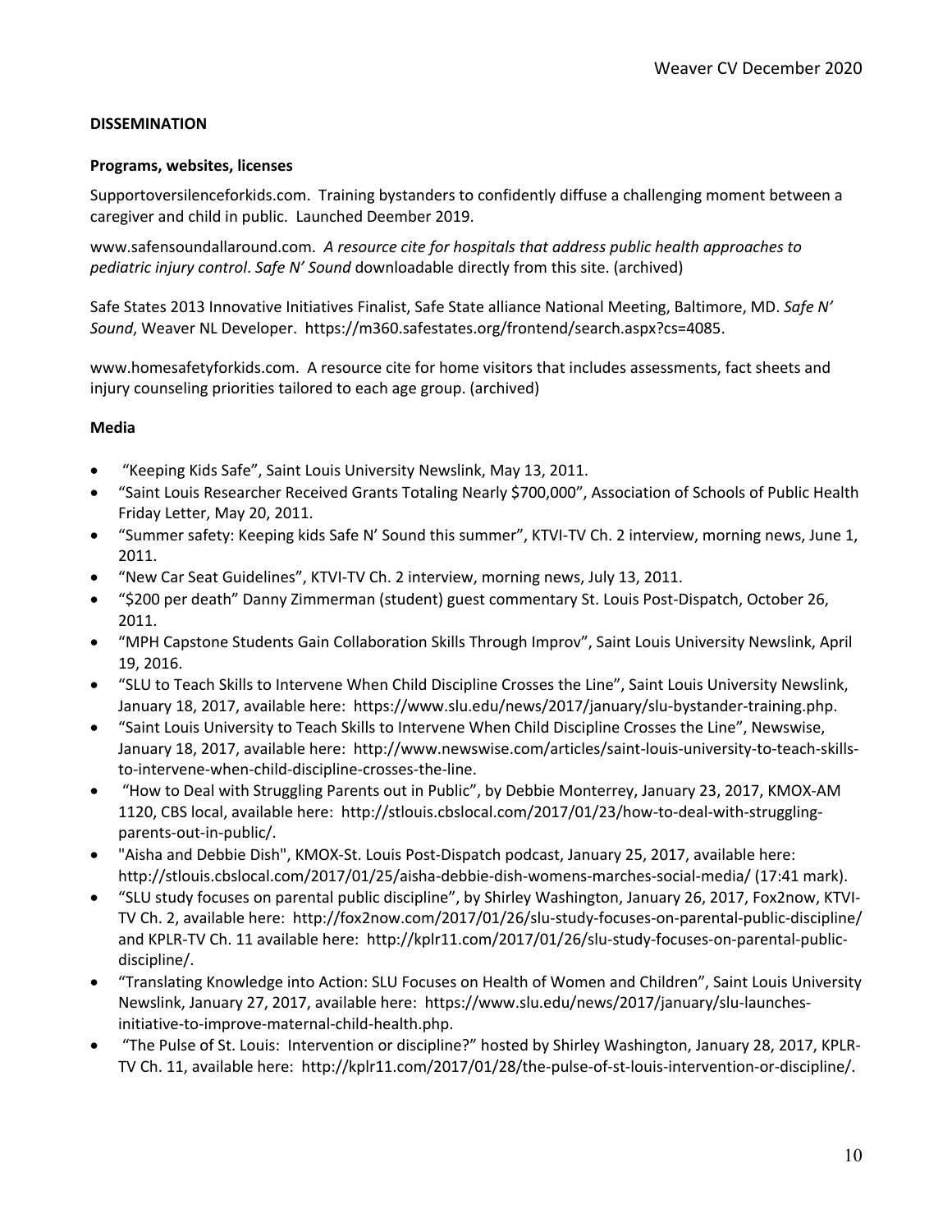**DISSEMINATION**

**Programs, websites, licenses**

Supportoversilenceforkids.com. Training bystanders to confidently diffuse a challenging moment between a caregiver and child in public. Launched Deember 2019.

www.safensoundallaround.com. *A resource cite for hospitals that address public health approaches to pediatric injury control*. *Safe N' Sound* downloadable directly from this site. (archived)

Safe States 2013 Innovative Initiatives Finalist, Safe State alliance National Meeting, Baltimore, MD. *Safe N' Sound*, Weaver NL Developer. https://m360.safestates.org/frontend/search.aspx?cs=4085.

www.homesafetyforkids.com. A resource cite for home visitors that includes assessments, fact sheets and injury counseling priorities tailored to each age group. (archived)

**Media**

- "Keeping Kids Safe", Saint Louis University Newslink, May 13, 2011.
- "Saint Louis Researcher Received Grants Totaling Nearly $700,000", Association of Schools of Public Health Friday Letter, May 20, 2011.
- "Summer safety: Keeping kids Safe N' Sound this summer", KTVI-TV Ch. 2 interview, morning news, June 1, 2011.
- "New Car Seat Guidelines", KTVI-TV Ch. 2 interview, morning news, July 13, 2011.
- "$200 per death" Danny Zimmerman (student) guest commentary St. Louis Post-Dispatch, October 26, 2011.
- "MPH Capstone Students Gain Collaboration Skills Through Improv", Saint Louis University Newslink, April 19, 2016.
- "SLU to Teach Skills to Intervene When Child Discipline Crosses the Line", Saint Louis University Newslink, January 18, 2017, available here: https://www.slu.edu/news/2017/january/slu-bystander-training.php.
- "Saint Louis University to Teach Skills to Intervene When Child Discipline Crosses the Line", Newswise, January 18, 2017, available here: http://www.newswise.com/articles/saint-louis-university-to-teach-skills-to-intervene-when-child-discipline-crosses-the-line.
- "How to Deal with Struggling Parents out in Public", by Debbie Monterrey, January 23, 2017, KMOX-AM 1120, CBS local, available here: http://stlouis.cbslocal.com/2017/01/23/how-to-deal-with-struggling-parents-out-in-public/.
- "Aisha and Debbie Dish", KMOX-St. Louis Post-Dispatch podcast, January 25, 2017, available here: http://stlouis.cbslocal.com/2017/01/25/aisha-debbie-dish-womens-marches-social-media/ (17:41 mark).
- "SLU study focuses on parental public discipline", by Shirley Washington, January 26, 2017, Fox2now, KTVI-TV Ch. 2, available here: http://fox2now.com/2017/01/26/slu-study-focuses-on-parental-public-discipline/ and KPLR-TV Ch. 11 available here: http://kplr11.com/2017/01/26/slu-study-focuses-on-parental-public-discipline/.
- "Translating Knowledge into Action: SLU Focuses on Health of Women and Children", Saint Louis University Newslink, January 27, 2017, available here: https://www.slu.edu/news/2017/january/slu-launches-initiative-to-improve-maternal-child-health.php.
- "The Pulse of St. Louis: Intervention or discipline?" hosted by Shirley Washington, January 28, 2017, KPLR-TV Ch. 11, available here: http://kplr11.com/2017/01/28/the-pulse-of-st-louis-intervention-or-discipline/.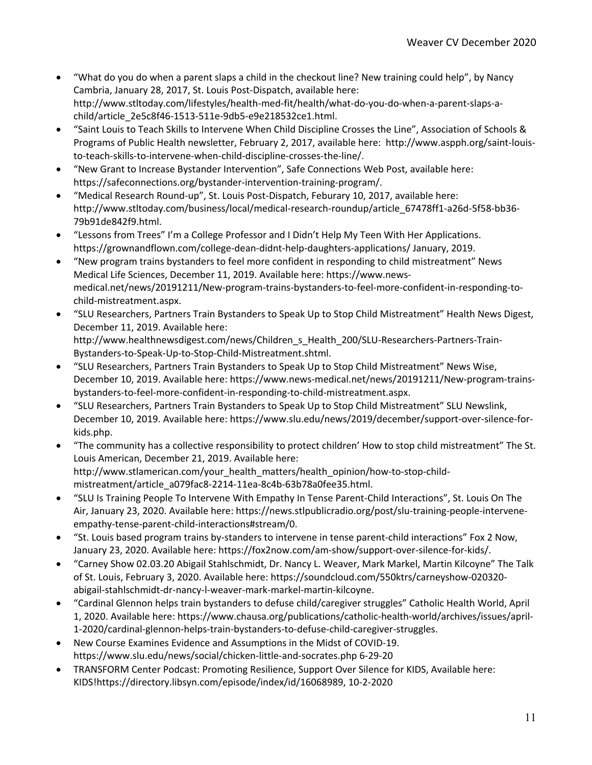- "What do you do when a parent slaps a child in the checkout line? New training could help", by Nancy Cambria, January 28, 2017, St. Louis Post-Dispatch, available here: http://www.stltoday.com/lifestyles/health-med-fit/health/what-do-you-do-when-a-parent-slaps-a-child/article_2e5c8f46-1513-511e-9db5-e9e218532ce1.html.
- "Saint Louis to Teach Skills to Intervene When Child Discipline Crosses the Line", Association of Schools & Programs of Public Health newsletter, February 2, 2017, available here: http://www.aspph.org/saint-louis-to-teach-skills-to-intervene-when-child-discipline-crosses-the-line/.
- "New Grant to Increase Bystander Intervention", Safe Connections Web Post, available here: https://safeconnections.org/bystander-intervention-training-program/.
- "Medical Research Round-up", St. Louis Post-Dispatch, Feburary 10, 2017, available here: http://www.stltoday.com/business/local/medical-research-roundup/article_67478ff1-a26d-5f58-bb36-79b91de842f9.html.
- "Lessons from Trees" I'm a College Professor and I Didn't Help My Teen With Her Applications. https://grownandflown.com/college-dean-didnt-help-daughters-applications/ January, 2019.
- "New program trains bystanders to feel more confident in responding to child mistreatment" News Medical Life Sciences, December 11, 2019. Available here: https://www.news-medical.net/news/20191211/New-program-trains-bystanders-to-feel-more-confident-in-responding-to-child-mistreatment.aspx.
- "SLU Researchers, Partners Train Bystanders to Speak Up to Stop Child Mistreatment" Health News Digest, December 11, 2019. Available here: http://www.healthnewsdigest.com/news/Children_s_Health_200/SLU-Researchers-Partners-Train-Bystanders-to-Speak-Up-to-Stop-Child-Mistreatment.shtml.
- "SLU Researchers, Partners Train Bystanders to Speak Up to Stop Child Mistreatment" News Wise, December 10, 2019. Available here: https://www.news-medical.net/news/20191211/New-program-trains-bystanders-to-feel-more-confident-in-responding-to-child-mistreatment.aspx.
- "SLU Researchers, Partners Train Bystanders to Speak Up to Stop Child Mistreatment" SLU Newslink, December 10, 2019. Available here: https://www.slu.edu/news/2019/december/support-over-silence-for-kids.php.
- "The community has a collective responsibility to protect children' How to stop child mistreatment" The St. Louis American, December 21, 2019. Available here: http://www.stlamerican.com/your_health_matters/health_opinion/how-to-stop-child-mistreatment/article_a079fac8-2214-11ea-8c4b-63b78a0fee35.html.
- "SLU Is Training People To Intervene With Empathy In Tense Parent-Child Interactions", St. Louis On The Air, January 23, 2020. Available here: https://news.stlpublicradio.org/post/slu-training-people-intervene-empathy-tense-parent-child-interactions#stream/0.
- "St. Louis based program trains by-standers to intervene in tense parent-child interactions" Fox 2 Now, January 23, 2020. Available here: https://fox2now.com/am-show/support-over-silence-for-kids/.
- "Carney Show 02.03.20 Abigail Stahlschmidt, Dr. Nancy L. Weaver, Mark Markel, Martin Kilcoyne" The Talk of St. Louis, February 3, 2020. Available here: https://soundcloud.com/550ktrs/carneyshow-020320-abigail-stahlschmidt-dr-nancy-l-weaver-mark-markel-martin-kilcoyne.
- "Cardinal Glennon helps train bystanders to defuse child/caregiver struggles" Catholic Health World, April 1, 2020. Available here: https://www.chausa.org/publications/catholic-health-world/archives/issues/april-1-2020/cardinal-glennon-helps-train-bystanders-to-defuse-child-caregiver-struggles.
- New Course Examines Evidence and Assumptions in the Midst of COVID-19. https://www.slu.edu/news/social/chicken-little-and-socrates.php 6-29-20
- TRANSFORM Center Podcast: Promoting Resilience, Support Over Silence for KIDS, Available here: KIDS!https://directory.libsyn.com/episode/index/id/16068989, 10-2-2020